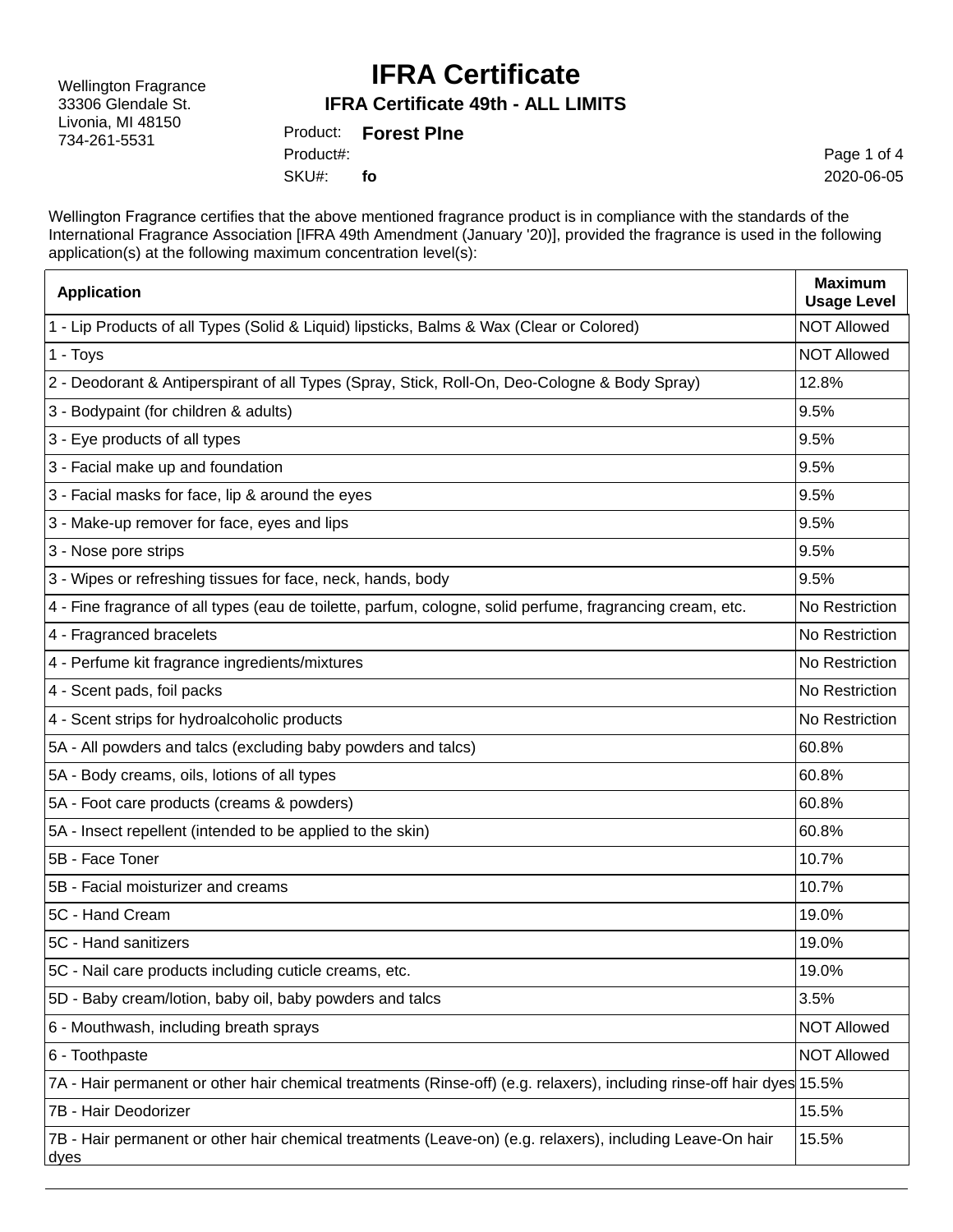Wellington Fragrance
33306 Glendale St.
Livonia, MI 48150
734-261-5531

# IFRA Certificate

## IFRA Certificate 49th - ALL LIMITS

Product: **Forest PIne**
Product#:
SKU#: **fo**

2020-06-05

Wellington Fragrance certifies that the above mentioned fragrance product is in compliance with the standards of the International Fragrance Association [IFRA 49th Amendment (January '20)], provided the fragrance is used in the following application(s) at the following maximum concentration level(s):

| Application | Maximum Usage Level |
|---|---|
| 1 - Lip Products of all Types (Solid & Liquid) lipsticks, Balms & Wax (Clear or Colored) | NOT Allowed |
| 1 - Toys | NOT Allowed |
| 2 - Deodorant & Antiperspirant of all Types (Spray, Stick, Roll-On, Deo-Cologne & Body Spray) | 12.8% |
| 3 - Bodypaint (for children & adults) | 9.5% |
| 3 - Eye products of all types | 9.5% |
| 3 - Facial make up and foundation | 9.5% |
| 3 - Facial masks for face, lip & around the eyes | 9.5% |
| 3 - Make-up remover for face, eyes and lips | 9.5% |
| 3 - Nose pore strips | 9.5% |
| 3 - Wipes or refreshing tissues for face, neck, hands, body | 9.5% |
| 4 - Fine fragrance of all types (eau de toilette, parfum, cologne, solid perfume, fragrancing cream, etc. | No Restriction |
| 4 - Fragranced bracelets | No Restriction |
| 4 - Perfume kit fragrance ingredients/mixtures | No Restriction |
| 4 - Scent pads, foil packs | No Restriction |
| 4 - Scent strips for hydroalcoholic products | No Restriction |
| 5A - All powders and talcs (excluding baby powders and talcs) | 60.8% |
| 5A - Body creams, oils, lotions of all types | 60.8% |
| 5A - Foot care products (creams & powders) | 60.8% |
| 5A - Insect repellent (intended to be applied to the skin) | 60.8% |
| 5B - Face Toner | 10.7% |
| 5B - Facial moisturizer and creams | 10.7% |
| 5C - Hand Cream | 19.0% |
| 5C - Hand sanitizers | 19.0% |
| 5C - Nail care products including cuticle creams, etc. | 19.0% |
| 5D - Baby cream/lotion, baby oil, baby powders and talcs | 3.5% |
| 6 - Mouthwash, including breath sprays | NOT Allowed |
| 6 - Toothpaste | NOT Allowed |
| 7A - Hair permanent or other hair chemical treatments (Rinse-off) (e.g. relaxers), including rinse-off hair dyes | 15.5% |
| 7B - Hair Deodorizer | 15.5% |
| 7B - Hair permanent or other hair chemical treatments (Leave-on) (e.g. relaxers), including Leave-On hair dyes | 15.5% |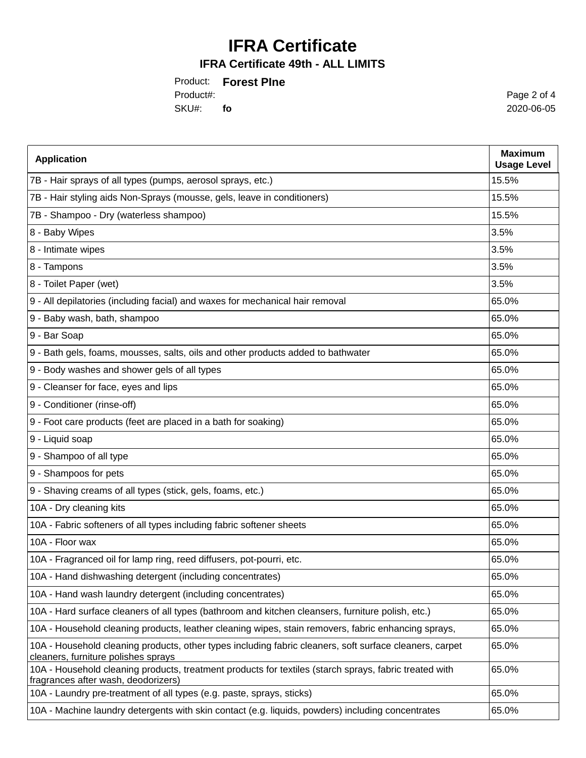# IFRA Certificate

## IFRA Certificate 49th - ALL LIMITS

Product: **Forest PIne**
Product#:
SKU#: **fo**

2020-06-05

| Application | Maximum Usage Level |
|---|---|
| 7B - Hair sprays of all types (pumps, aerosol sprays, etc.) | 15.5% |
| 7B - Hair styling aids Non-Sprays (mousse, gels, leave in conditioners) | 15.5% |
| 7B - Shampoo - Dry (waterless shampoo) | 15.5% |
| 8 - Baby Wipes | 3.5% |
| 8 - Intimate wipes | 3.5% |
| 8 - Tampons | 3.5% |
| 8 - Toilet Paper (wet) | 3.5% |
| 9 - All depilatories (including facial) and waxes for mechanical hair removal | 65.0% |
| 9 - Baby wash, bath, shampoo | 65.0% |
| 9 - Bar Soap | 65.0% |
| 9 - Bath gels, foams, mousses, salts, oils and other products added to bathwater | 65.0% |
| 9 - Body washes and shower gels of all types | 65.0% |
| 9 - Cleanser for face, eyes and lips | 65.0% |
| 9 - Conditioner (rinse-off) | 65.0% |
| 9 - Foot care products (feet are placed in a bath for soaking) | 65.0% |
| 9 - Liquid soap | 65.0% |
| 9 - Shampoo of all type | 65.0% |
| 9 - Shampoos for pets | 65.0% |
| 9 - Shaving creams of all types (stick, gels, foams, etc.) | 65.0% |
| 10A - Dry cleaning kits | 65.0% |
| 10A - Fabric softeners of all types including fabric softener sheets | 65.0% |
| 10A - Floor wax | 65.0% |
| 10A - Fragranced oil for lamp ring, reed diffusers, pot-pourri, etc. | 65.0% |
| 10A - Hand dishwashing detergent (including concentrates) | 65.0% |
| 10A - Hand wash laundry detergent (including concentrates) | 65.0% |
| 10A - Hard surface cleaners of all types (bathroom and kitchen cleansers, furniture polish, etc.) | 65.0% |
| 10A - Household cleaning products, leather cleaning wipes, stain removers, fabric enhancing sprays, | 65.0% |
| 10A - Household cleaning products, other types including fabric cleaners, soft surface cleaners, carpet cleaners, furniture polishes sprays | 65.0% |
| 10A - Household cleaning products, treatment products for textiles (starch sprays, fabric treated with fragrances after wash, deodorizers) | 65.0% |
| 10A - Laundry pre-treatment of all types (e.g. paste, sprays, sticks) | 65.0% |
| 10A - Machine laundry detergents with skin contact (e.g. liquids, powders) including concentrates | 65.0% |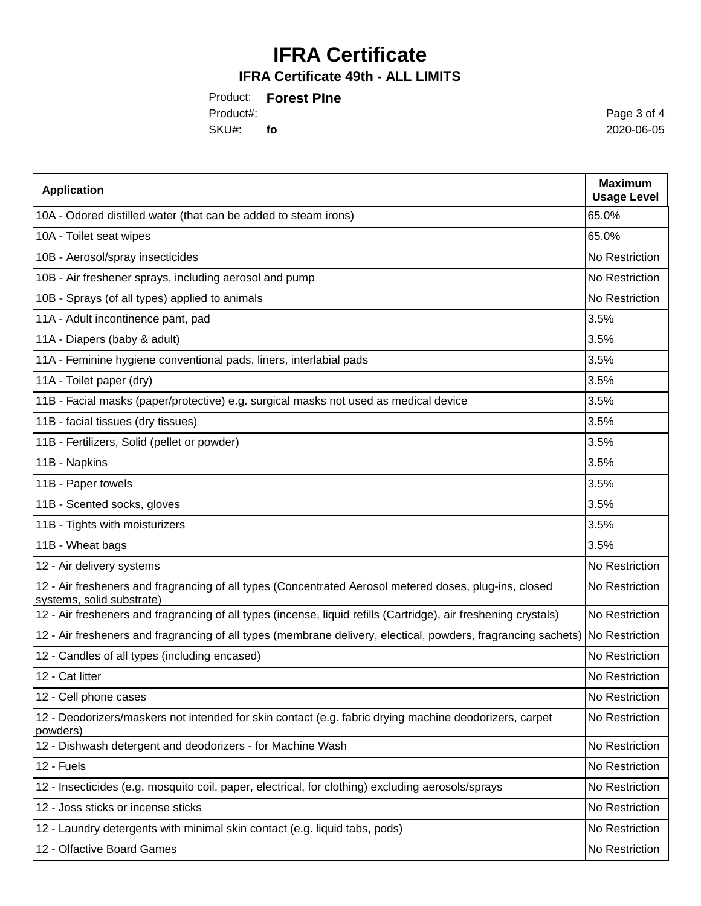# IFRA Certificate

## IFRA Certificate 49th - ALL LIMITS

Product: **Forest PIne**

Product#:

SKU#: **fo**

2020-06-05

| Application | Maximum Usage Level |
|---|---|
| 10A - Odored distilled water (that can be added to steam irons) | 65.0% |
| 10A - Toilet seat wipes | 65.0% |
| 10B - Aerosol/spray insecticides | No Restriction |
| 10B - Air freshener sprays, including aerosol and pump | No Restriction |
| 10B - Sprays (of all types) applied to animals | No Restriction |
| 11A - Adult incontinence pant, pad | 3.5% |
| 11A - Diapers (baby & adult) | 3.5% |
| 11A - Feminine hygiene conventional pads, liners, interlabial pads | 3.5% |
| 11A - Toilet paper (dry) | 3.5% |
| 11B - Facial masks (paper/protective) e.g. surgical masks not used as medical device | 3.5% |
| 11B - facial tissues (dry tissues) | 3.5% |
| 11B - Fertilizers, Solid (pellet or powder) | 3.5% |
| 11B - Napkins | 3.5% |
| 11B - Paper towels | 3.5% |
| 11B - Scented socks, gloves | 3.5% |
| 11B - Tights with moisturizers | 3.5% |
| 11B - Wheat bags | 3.5% |
| 12 - Air delivery systems | No Restriction |
| 12 - Air fresheners and fragrancing of all types (Concentrated Aerosol metered doses, plug-ins, closed systems, solid substrate) | No Restriction |
| 12 - Air fresheners and fragrancing of all types (incense, liquid refills (Cartridge), air freshening crystals) | No Restriction |
| 12 - Air fresheners and fragrancing of all types (membrane delivery, electical, powders, fragrancing sachets) | No Restriction |
| 12 - Candles of all types (including encased) | No Restriction |
| 12 - Cat litter | No Restriction |
| 12 - Cell phone cases | No Restriction |
| 12 - Deodorizers/maskers not intended for skin contact (e.g. fabric drying machine deodorizers, carpet powders) | No Restriction |
| 12 - Dishwash detergent and deodorizers - for Machine Wash | No Restriction |
| 12 - Fuels | No Restriction |
| 12 - Insecticides (e.g. mosquito coil, paper, electrical, for clothing) excluding aerosols/sprays | No Restriction |
| 12 - Joss sticks or incense sticks | No Restriction |
| 12 - Laundry detergents with minimal skin contact (e.g. liquid tabs, pods) | No Restriction |
| 12 - Olfactive Board Games | No Restriction |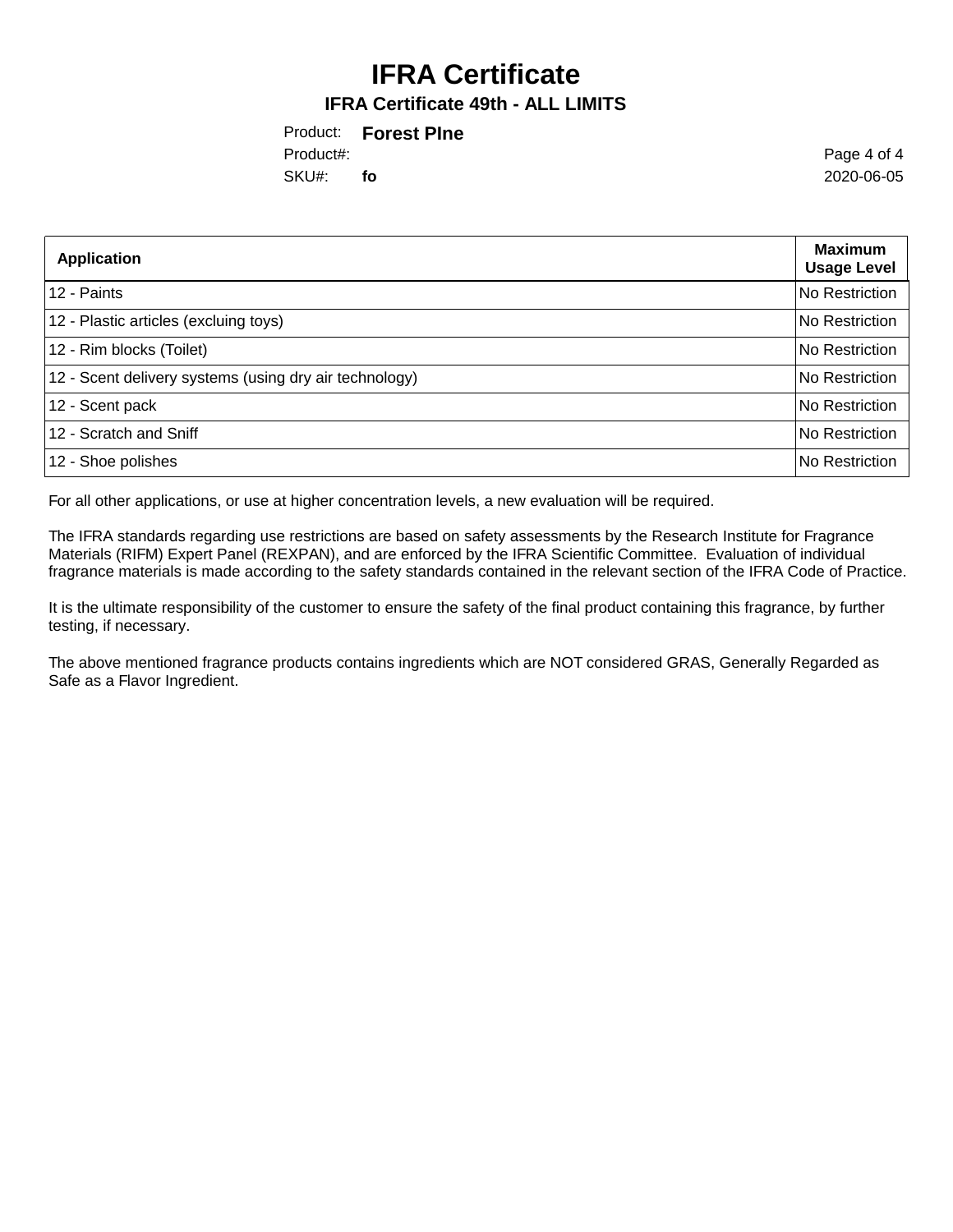# IFRA Certificate

## IFRA Certificate 49th - ALL LIMITS

Product: **Forest PIne**
Product#:
SKU#: **fo**

2020-06-05

| Application | Maximum Usage Level |
|---|---|
| 12 - Paints | No Restriction |
| 12 - Plastic articles (excluing toys) | No Restriction |
| 12 - Rim blocks (Toilet) | No Restriction |
| 12 - Scent delivery systems (using dry air technology) | No Restriction |
| 12 - Scent pack | No Restriction |
| 12 - Scratch and Sniff | No Restriction |
| 12 - Shoe polishes | No Restriction |

For all other applications, or use at higher concentration levels, a new evaluation will be required.

The IFRA standards regarding use restrictions are based on safety assessments by the Research Institute for Fragrance Materials (RIFM) Expert Panel (REXPAN), and are enforced by the IFRA Scientific Committee. Evaluation of individual fragrance materials is made according to the safety standards contained in the relevant section of the IFRA Code of Practice.

It is the ultimate responsibility of the customer to ensure the safety of the final product containing this fragrance, by further testing, if necessary.

The above mentioned fragrance products contains ingredients which are NOT considered GRAS, Generally Regarded as Safe as a Flavor Ingredient.